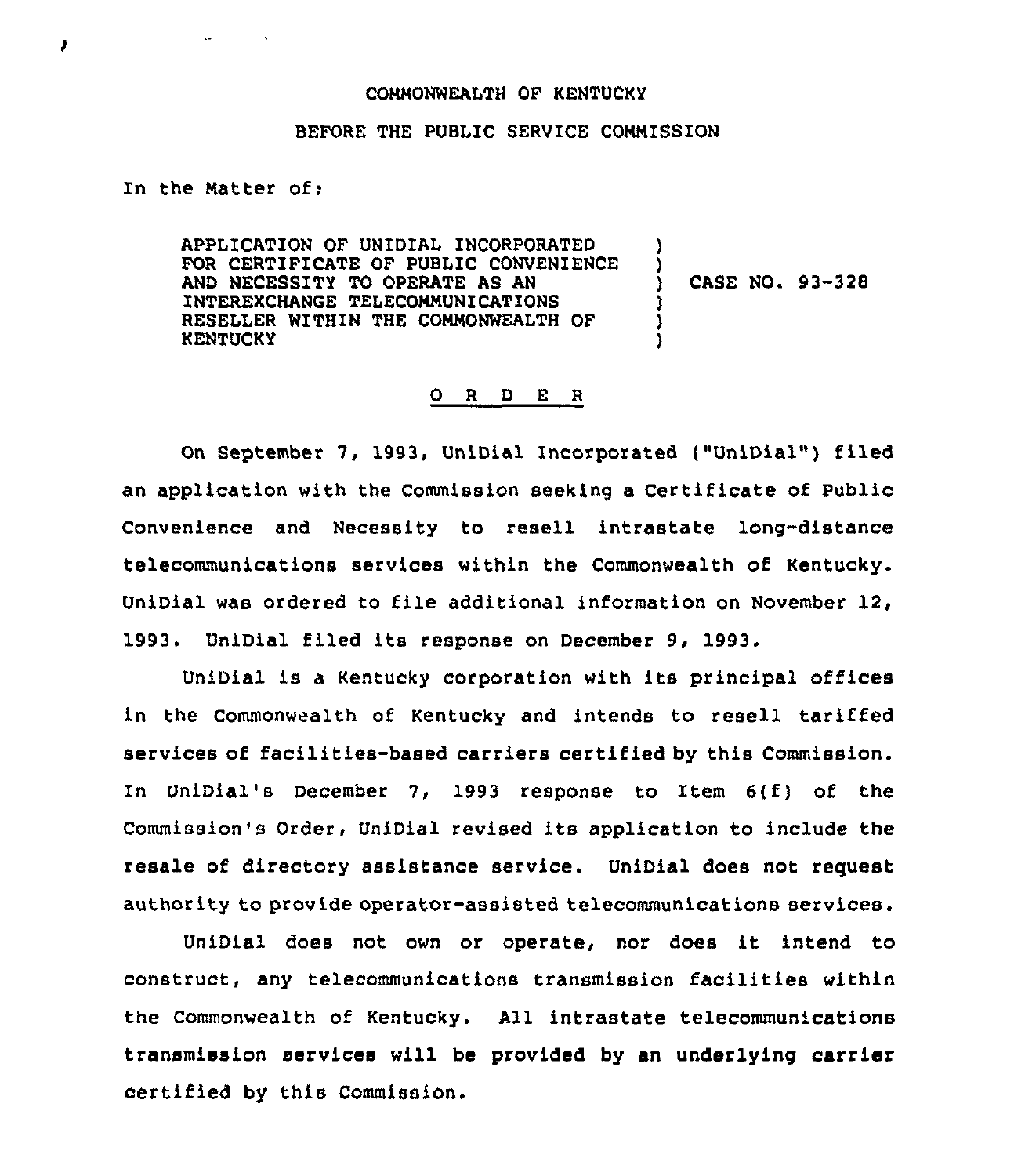COMMONWEALTH OF KENTUCKY

BEFORE THE PUBLIC SERVICE COMMISSION

In the Matter of:

APPLICATION OF UNIDIAL INCORPORATED FOR CERTIFICATE OF PUBLIC CONVENIENCE AND NECESSITY TO OPERATE AS AN INTEREXCHANGE TELECOMMUNICATIONS RESELLER WITHIN THE COMMONWEALTH OF KENTUCKY ) CASE NO. 93-328

O R D E R

On September 7, 1993, UniDial Incorporated ("UniDial") filed an application with the Commission seeking a Certificate of Public Convenience and Necessity to resell intrastate long-distance telecommunications services within the Commonwealth of Kentucky. UniDial was ordered to file additional information on November 12, 1993. UniDial filed its response on December 9, 1993.

UniDial is a Kentucky corporation with its principal offices in the Commonwealth of Kentucky and intends to resell tariffed services of facilities-based carriers certified by this Commission. In UniDial's December 7, 1993 response to Item 6(f) of the Commission's Order, UniDial revised its application to include the resale of directory assistance service. UniDial does not request authority to provide operator-assisted telecommunications services.

UniDial does not own or operate, nor does it intend to construct, any telecommunications transmission facilities within the Commonwealth of Kentucky. All intrastate telecommunications transmission services will be provided by an underlying carrier certified by this Commission.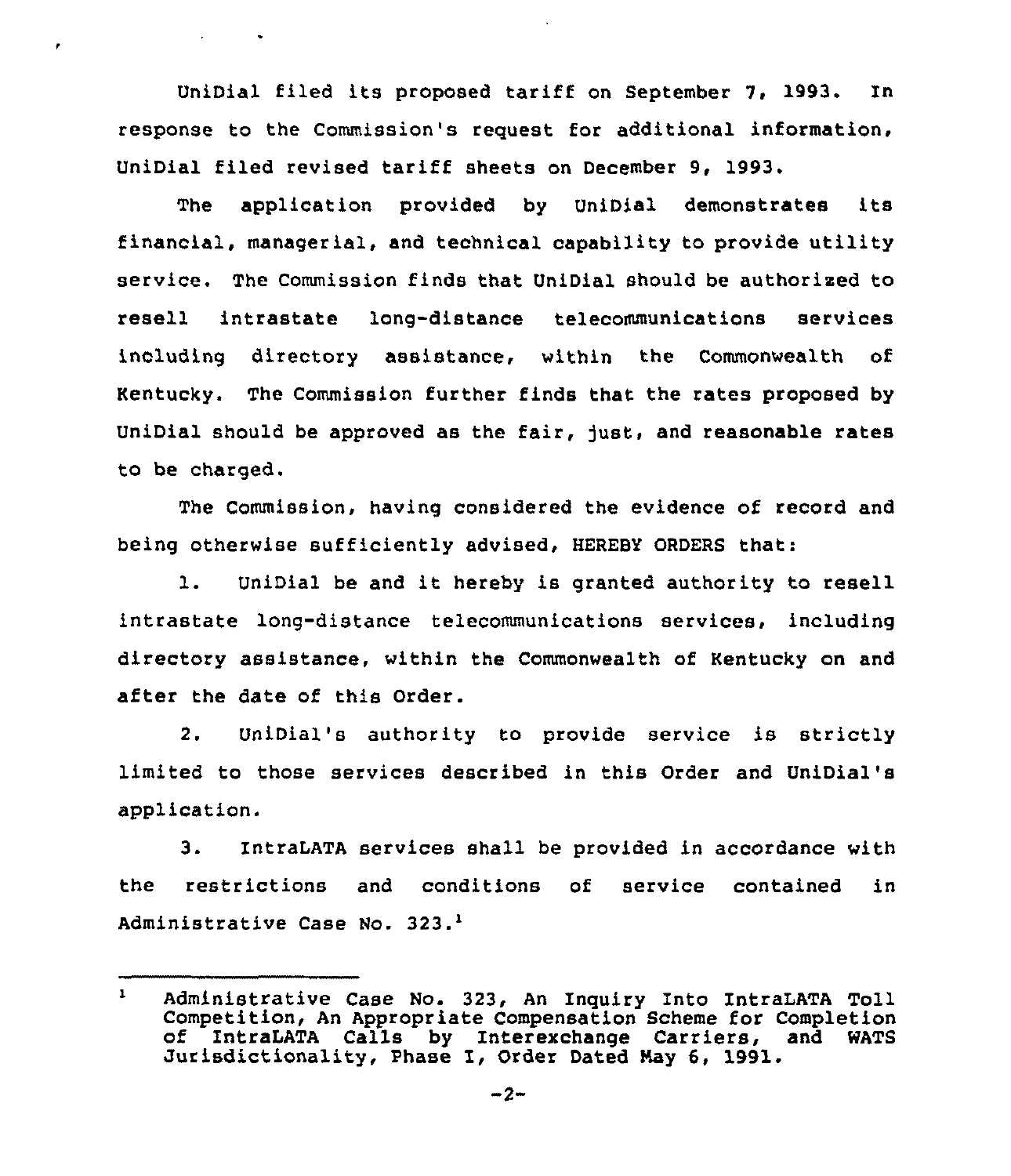UniDial filed its proposed tariff on September 7, 1993. In response to the Commission's request for additional information, UniDial filed revised tariff sheets on December 9, 1993.

The application provided by UniDial demonstrates its financial, managerial, and technical capability to provide utility service. The Commission finds that UniDial should be authorized to resell intrastate long-distance telecommunications services including directory assistance, within the Commonwealth of Kentucky. The Commission further finds that the rates proposed by UniDial should be approved as the fair, just, and reasonable rates to be charged.

The Commission, having considered the evidence of record and being otherwise sufficiently advised, HEREBY ORDERS that:

1. UniDial be and it hereby is granted authority to resell intrastate long-distance telecommunications services, including directory assistance, within the Commonwealth of Kentucky on and after the date of this Order.

2. UniDial's authority to provide service is strictly limited to those services described in this Order and UniDial's application.

3. IntraLATA services shall be provided in accordance with the restrictions and conditions of service contained in Administrative Case No. 323.[1]

---

[1] Administrative Case No. 323, An Inquiry Into IntraLATA Toll Competition, An Appropriate Compensation Scheme for Completion of IntraLATA Calls by Interexchange Carriers, and WATS Jurisdictionality, Phase I, Order Dated May 6, 1991.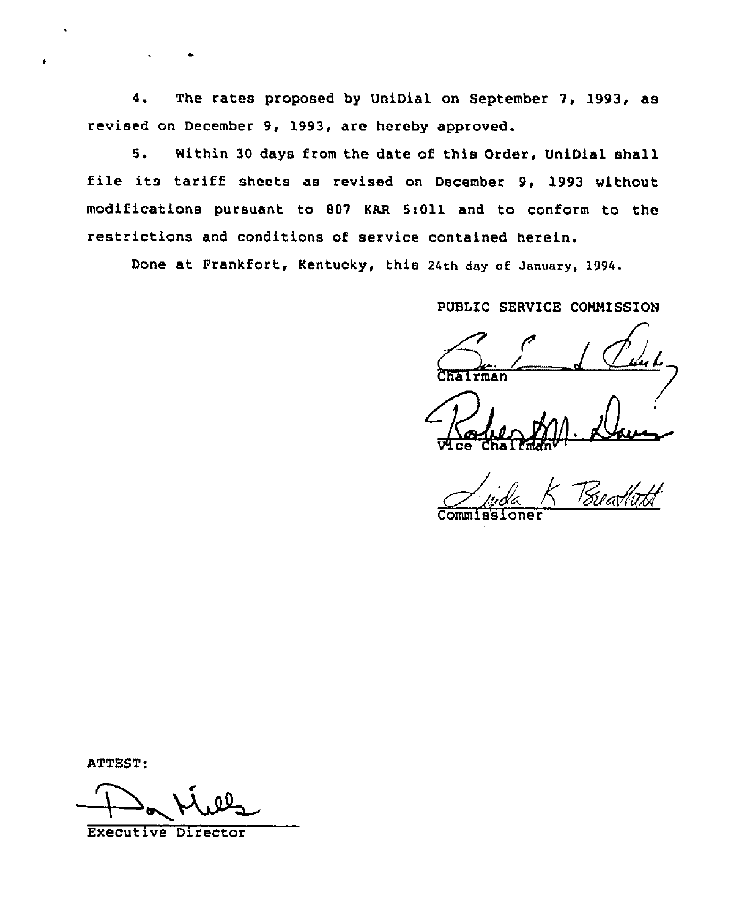4. The rates proposed by UniDial on September 7, 1993, as revised on December 9, 1993, are hereby approved.

5. Within 30 days from the date of this Order, UniDial shall file its tariff sheets as revised on December 9, 1993 without modifications pursuant to 807 KAR 5:011 and to conform to the restrictions and conditions of service contained herein.

Done at Frankfort, Kentucky, this 24th day of January, 1994.

PUBLIC SERVICE COMMISSION

Chairman

Vice Chairman

Commissioner

ATTEST:

Executive Director